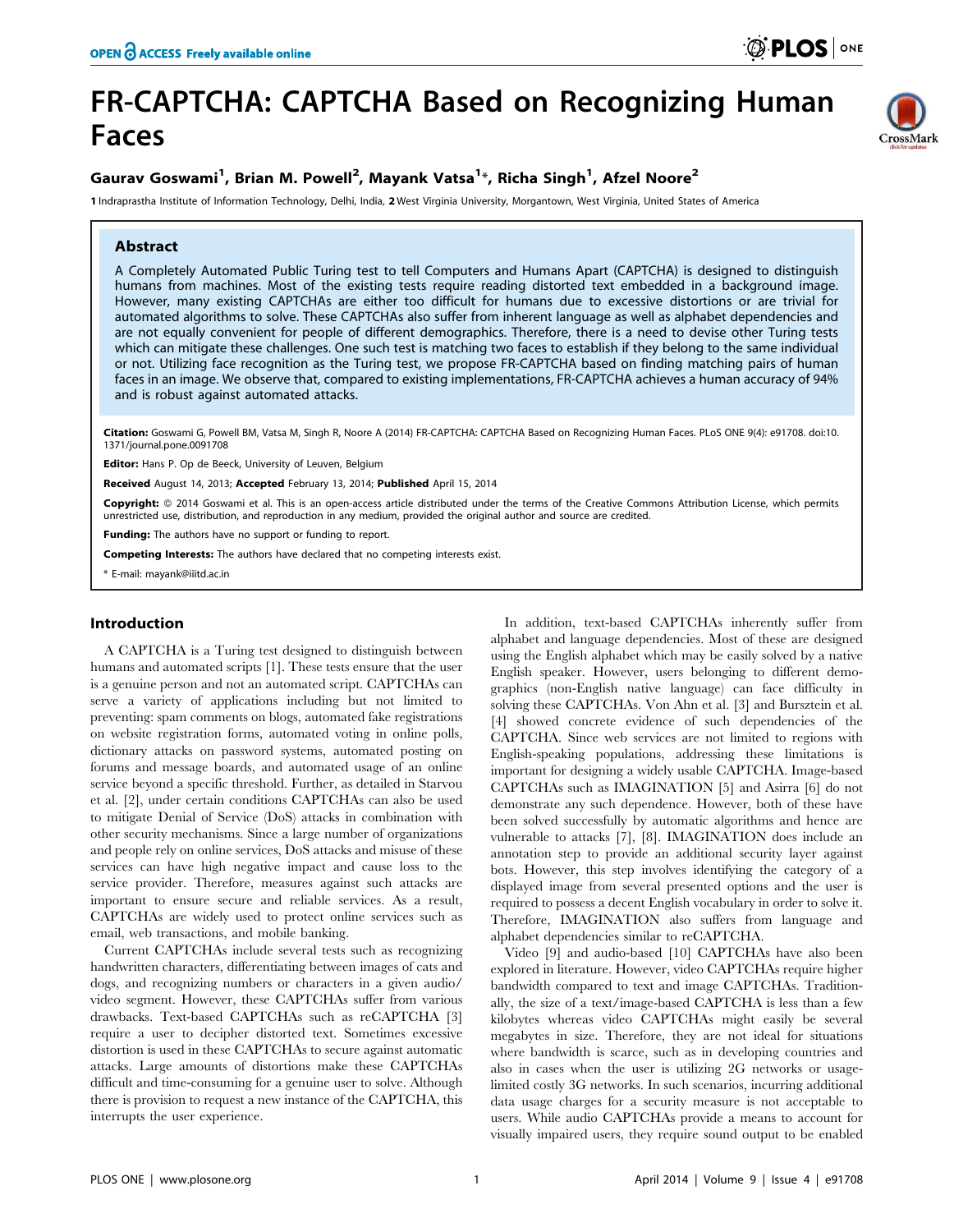# FR-CAPTCHA: CAPTCHA Based on Recognizing Human Faces

**Gaurav Goswami[1], Brian M. Powell[2], Mayank Vatsa[1]*, Richa Singh[1], Afzel Noore[2]**

1 Indraprastha Institute of Information Technology, Delhi, India, 2 West Virginia University, Morgantown, West Virginia, United States of America

## Abstract

A Completely Automated Public Turing test to tell Computers and Humans Apart (CAPTCHA) is designed to distinguish humans from machines. Most of the existing tests require reading distorted text embedded in a background image. However, many existing CAPTCHAs are either too difficult for humans due to excessive distortions or are trivial for automated algorithms to solve. These CAPTCHAs also suffer from inherent language as well as alphabet dependencies and are not equally convenient for people of different demographics. Therefore, there is a need to devise other Turing tests which can mitigate these challenges. One such test is matching two faces to establish if they belong to the same individual or not. Utilizing face recognition as the Turing test, we propose FR-CAPTCHA based on finding matching pairs of human faces in an image. We observe that, compared to existing implementations, FR-CAPTCHA achieves a human accuracy of 94% and is robust against automated attacks.

**Citation:** Goswami G, Powell BM, Vatsa M, Singh R, Noore A (2014) FR-CAPTCHA: CAPTCHA Based on Recognizing Human Faces. PLoS ONE 9(4): e91708. doi:10.1371/journal.pone.0091708

**Editor:** Hans P. Op de Beeck, University of Leuven, Belgium

**Received** August 14, 2013; **Accepted** February 13, 2014; **Published** April 15, 2014

**Copyright:** © 2014 Goswami et al. This is an open-access article distributed under the terms of the Creative Commons Attribution License, which permits unrestricted use, distribution, and reproduction in any medium, provided the original author and source are credited.

**Funding:** The authors have no support or funding to report.

**Competing Interests:** The authors have declared that no competing interests exist.

\* E-mail: mayank@iiitd.ac.in

## Introduction

A CAPTCHA is a Turing test designed to distinguish between humans and automated scripts [1]. These tests ensure that the user is a genuine person and not an automated script. CAPTCHAs can serve a variety of applications including but not limited to preventing: spam comments on blogs, automated fake registrations on website registration forms, automated voting in online polls, dictionary attacks on password systems, automated posting on forums and message boards, and automated usage of an online service beyond a specific threshold. Further, as detailed in Starvou et al. [2], under certain conditions CAPTCHAs can also be used to mitigate Denial of Service (DoS) attacks in combination with other security mechanisms. Since a large number of organizations and people rely on online services, DoS attacks and misuse of these services can have high negative impact and cause loss to the service provider. Therefore, measures against such attacks are important to ensure secure and reliable services. As a result, CAPTCHAs are widely used to protect online services such as email, web transactions, and mobile banking.

Current CAPTCHAs include several tests such as recognizing handwritten characters, differentiating between images of cats and dogs, and recognizing numbers or characters in a given audio/video segment. However, these CAPTCHAs suffer from various drawbacks. Text-based CAPTCHAs such as reCAPTCHA [3] require a user to decipher distorted text. Sometimes excessive distortion is used in these CAPTCHAs to secure against automatic attacks. Large amounts of distortions make these CAPTCHAs difficult and time-consuming for a genuine user to solve. Although there is provision to request a new instance of the CAPTCHA, this interrupts the user experience.

In addition, text-based CAPTCHAs inherently suffer from alphabet and language dependencies. Most of these are designed using the English alphabet which may be easily solved by a native English speaker. However, users belonging to different demographics (non-English native language) can face difficulty in solving these CAPTCHAs. Von Ahn et al. [3] and Bursztein et al. [4] showed concrete evidence of such dependencies of the CAPTCHA. Since web services are not limited to regions with English-speaking populations, addressing these limitations is important for designing a widely usable CAPTCHA. Image-based CAPTCHAs such as IMAGINATION [5] and Asirra [6] do not demonstrate any such dependence. However, both of these have been solved successfully by automatic algorithms and hence are vulnerable to attacks [7], [8]. IMAGINATION does include an annotation step to provide an additional security layer against bots. However, this step involves identifying the category of a displayed image from several presented options and the user is required to possess a decent English vocabulary in order to solve it. Therefore, IMAGINATION also suffers from language and alphabet dependencies similar to reCAPTCHA.

Video [9] and audio-based [10] CAPTCHAs have also been explored in literature. However, video CAPTCHAs require higher bandwidth compared to text and image CAPTCHAs. Traditionally, the size of a text/image-based CAPTCHA is less than a few kilobytes whereas video CAPTCHAs might easily be several megabytes in size. Therefore, they are not ideal for situations where bandwidth is scarce, such as in developing countries and also in cases when the user is utilizing 2G networks or usage-limited costly 3G networks. In such scenarios, incurring additional data usage charges for a security measure is not acceptable to users. While audio CAPTCHAs provide a means to account for visually impaired users, they require sound output to be enabled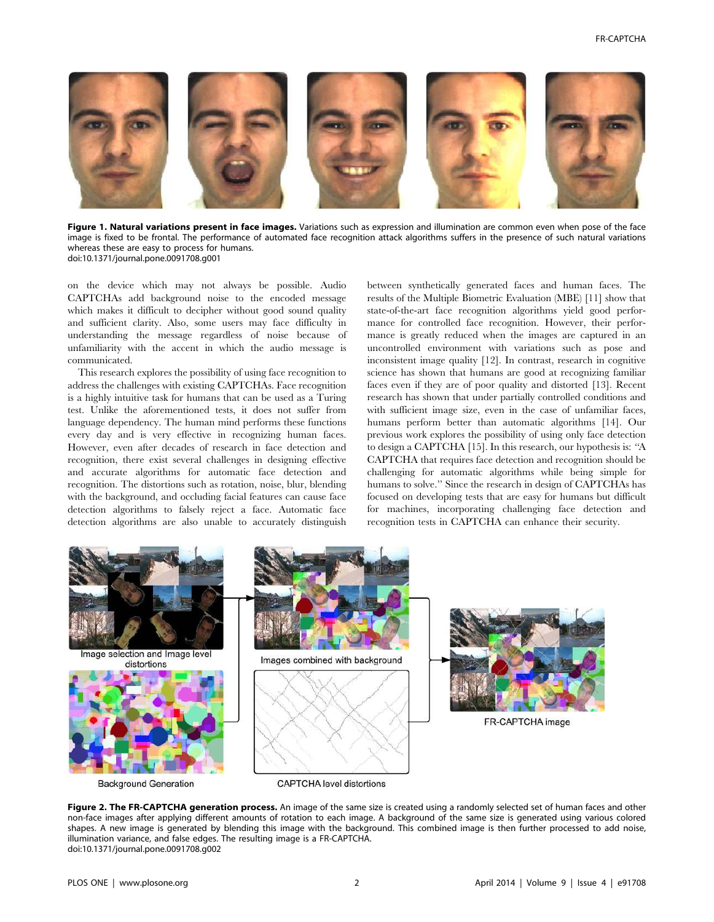**Figure 1. Natural variations present in face images.** Variations such as expression and illumination are common even when pose of the face image is fixed to be frontal. The performance of automated face recognition attack algorithms suffers in the presence of such natural variations whereas these are easy to process for humans.
doi:10.1371/journal.pone.0091708.g001

on the device which may not always be possible. Audio CAPTCHAs add background noise to the encoded message which makes it difficult to decipher without good sound quality and sufficient clarity. Also, some users may face difficulty in understanding the message regardless of noise because of unfamiliarity with the accent in which the audio message is communicated.

This research explores the possibility of using face recognition to address the challenges with existing CAPTCHAs. Face recognition is a highly intuitive task for humans that can be used as a Turing test. Unlike the aforementioned tests, it does not suffer from language dependency. The human mind performs these functions every day and is very effective in recognizing human faces. However, even after decades of research in face detection and recognition, there exist several challenges in designing effective and accurate algorithms for automatic face detection and recognition. The distortions such as rotation, noise, blur, blending with the background, and occluding facial features can cause face detection algorithms to falsely reject a face. Automatic face detection algorithms are also unable to accurately distinguish between synthetically generated faces and human faces. The results of the Multiple Biometric Evaluation (MBE) [11] show that state-of-the-art face recognition algorithms yield good performance for controlled face recognition. However, their performance is greatly reduced when the images are captured in an uncontrolled environment with variations such as pose and inconsistent image quality [12]. In contrast, research in cognitive science has shown that humans are good at recognizing familiar faces even if they are of poor quality and distorted [13]. Recent research has shown that under partially controlled conditions and with sufficient image size, even in the case of unfamiliar faces, humans perform better than automatic algorithms [14]. Our previous work explores the possibility of using only face detection to design a CAPTCHA [15]. In this research, our hypothesis is: "A CAPTCHA that requires face detection and recognition should be challenging for automatic algorithms while being simple for humans to solve." Since the research in design of CAPTCHAs has focused on developing tests that are easy for humans but difficult for machines, incorporating challenging face detection and recognition tests in CAPTCHA can enhance their security.

**Figure 2. The FR-CAPTCHA generation process.** An image of the same size is created using a randomly selected set of human faces and other non-face images after applying different amounts of rotation to each image. A background of the same size is generated using various colored shapes. A new image is generated by blending this image with the background. This combined image is then further processed to add noise, illumination variance, and false edges. The resulting image is a FR-CAPTCHA.
doi:10.1371/journal.pone.0091708.g002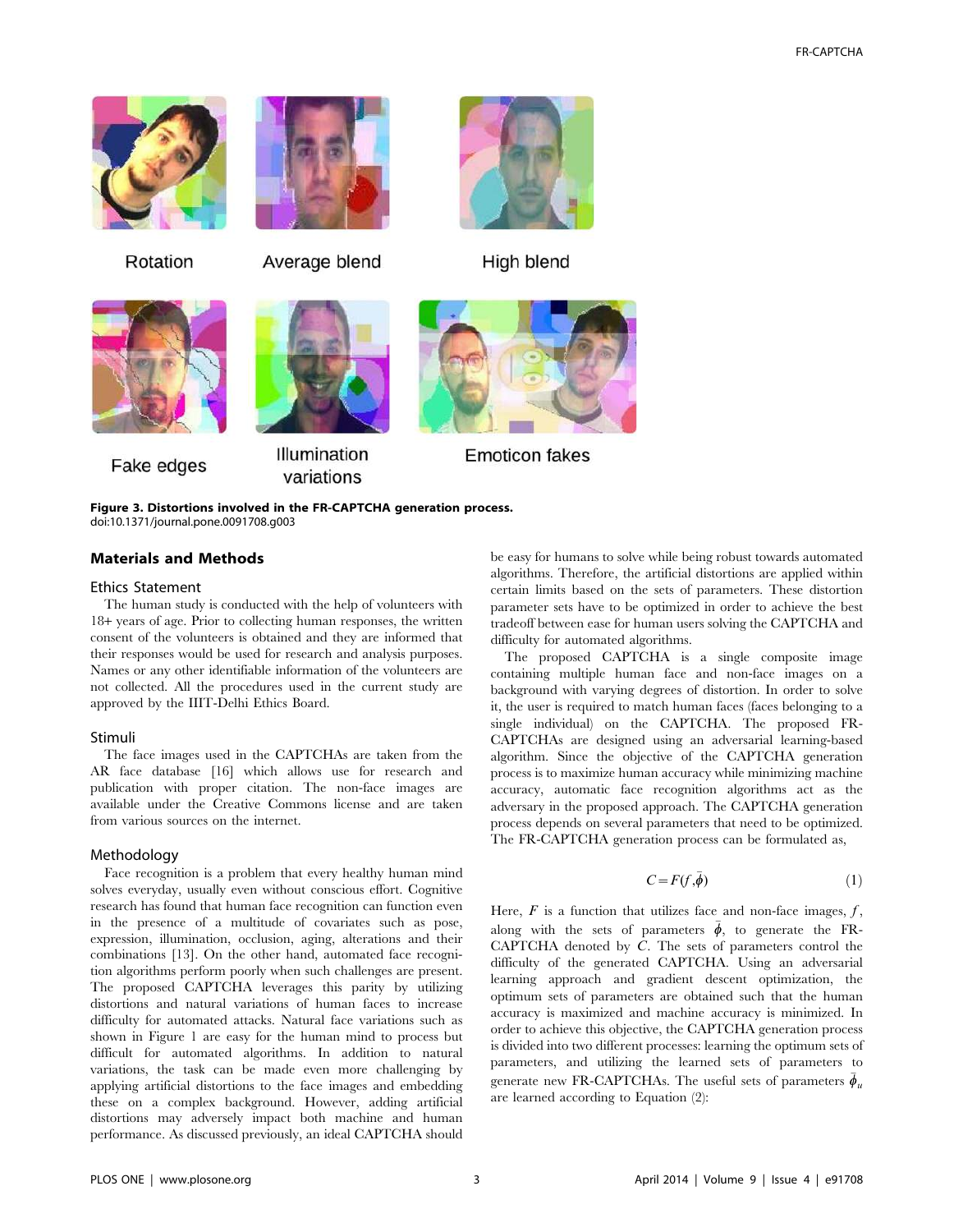Rotation Average blend High blend

Fake edges Illumination variations Emoticon fakes

**Figure 3. Distortions involved in the FR-CAPTCHA generation process.**
doi:10.1371/journal.pone.0091708.g003

## Materials and Methods

### Ethics Statement

The human study is conducted with the help of volunteers with 18+ years of age. Prior to collecting human responses, the written consent of the volunteers is obtained and they are informed that their responses would be used for research and analysis purposes. Names or any other identifiable information of the volunteers are not collected. All the procedures used in the current study are approved by the IIIT-Delhi Ethics Board.

### Stimuli

The face images used in the CAPTCHAs are taken from the AR face database [16] which allows use for research and publication with proper citation. The non-face images are available under the Creative Commons license and are taken from various sources on the internet.

### Methodology

Face recognition is a problem that every healthy human mind solves everyday, usually even without conscious effort. Cognitive research has found that human face recognition can function even in the presence of a multitude of covariates such as pose, expression, illumination, occlusion, aging, alterations and their combinations [13]. On the other hand, automated face recognition algorithms perform poorly when such challenges are present. The proposed CAPTCHA leverages this parity by utilizing distortions and natural variations of human faces to increase difficulty for automated attacks. Natural face variations such as shown in Figure 1 are easy for the human mind to process but difficult for automated algorithms. In addition to natural variations, the task can be made even more challenging by applying artificial distortions to the face images and embedding these on a complex background. However, adding artificial distortions may adversely impact both machine and human performance. As discussed previously, an ideal CAPTCHA should be easy for humans to solve while being robust towards automated algorithms. Therefore, the artificial distortions are applied within certain limits based on the sets of parameters. These distortion parameter sets have to be optimized in order to achieve the best tradeoff between ease for human users solving the CAPTCHA and difficulty for automated algorithms.

The proposed CAPTCHA is a single composite image containing multiple human face and non-face images on a background with varying degrees of distortion. In order to solve it, the user is required to match human faces (faces belonging to a single individual) on the CAPTCHA. The proposed FR-CAPTCHAs are designed using an adversarial learning-based algorithm. Since the objective of the CAPTCHA generation process is to maximize human accuracy while minimizing machine accuracy, automatic face recognition algorithms act as the adversary in the proposed approach. The CAPTCHA generation process depends on several parameters that need to be optimized. The FR-CAPTCHA generation process can be formulated as,

$$C = F(f, \bar{\phi}) \tag{1}$$

Here, $F$ is a function that utilizes face and non-face images, $f$, along with the sets of parameters $\bar{\phi}$, to generate the FR-CAPTCHA denoted by $C$. The sets of parameters control the difficulty of the generated CAPTCHA. Using an adversarial learning approach and gradient descent optimization, the optimum sets of parameters are obtained such that the human accuracy is maximized and machine accuracy is minimized. In order to achieve this objective, the CAPTCHA generation process is divided into two different processes: learning the optimum sets of parameters, and utilizing the learned sets of parameters to generate new FR-CAPTCHAs. The useful sets of parameters $\bar{\phi}_u$ are learned according to Equation (2):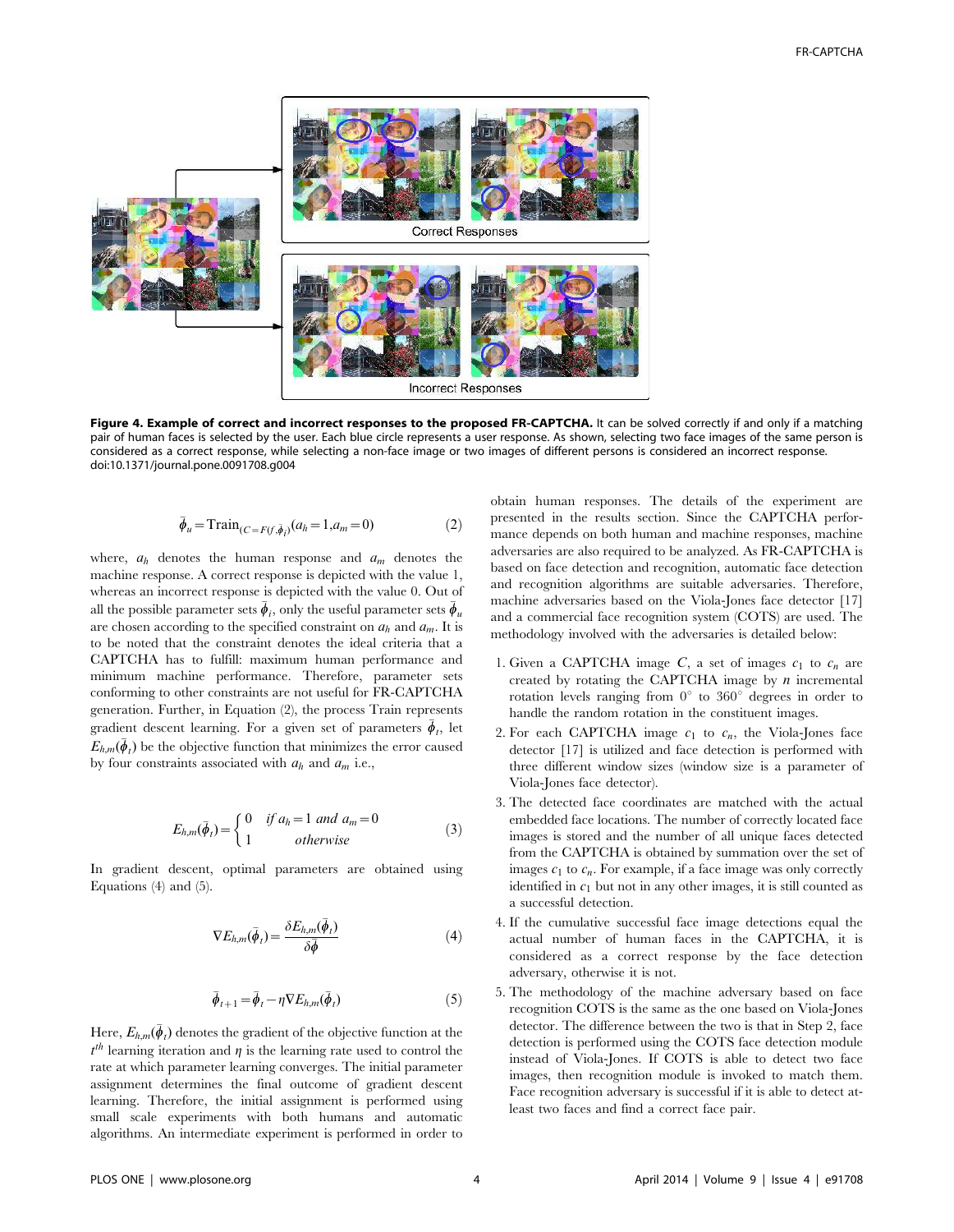**Figure 4. Example of correct and incorrect responses to the proposed FR-CAPTCHA.** It can be solved correctly if and only if a matching pair of human faces is selected by the user. Each blue circle represents a user response. As shown, selecting two face images of the same person is considered as a correct response, while selecting a non-face image or two images of different persons is considered an incorrect response.
doi:10.1371/journal.pone.0091708.g004

$$\bar{\phi}_u = \mathrm{Train}_{(C=F(f,\bar{\phi}_i))}(a_h = 1, a_m = 0) \tag{2}$$

where, $a_h$ denotes the human response and $a_m$ denotes the machine response. A correct response is depicted with the value 1, whereas an incorrect response is depicted with the value 0. Out of all the possible parameter sets $\bar{\phi}_i$, only the useful parameter sets $\bar{\phi}_u$ are chosen according to the specified constraint on $a_h$ and $a_m$. It is to be noted that the constraint denotes the ideal criteria that a CAPTCHA has to fulfill: maximum human performance and minimum machine performance. Therefore, parameter sets conforming to other constraints are not useful for FR-CAPTCHA generation. Further, in Equation (2), the process Train represents gradient descent learning. For a given set of parameters $\bar{\phi}_t$, let $E_{h,m}(\bar{\phi}_t)$ be the objective function that minimizes the error caused by four constraints associated with $a_h$ and $a_m$ i.e.,

$$E_{h,m}(\bar{\phi}_t) = \begin{cases} 0 & \text{if } a_h = 1 \text{ and } a_m = 0 \\ 1 & \text{otherwise} \end{cases} \tag{3}$$

In gradient descent, optimal parameters are obtained using Equations (4) and (5).

$$\nabla E_{h,m}(\bar{\phi}_t) = \frac{\delta E_{h,m}(\bar{\phi}_t)}{\delta \bar{\phi}} \tag{4}$$

$$\bar{\phi}_{t+1} = \bar{\phi}_t - \eta \nabla E_{h,m}(\bar{\phi}_t) \tag{5}$$

Here, $E_{h,m}(\bar{\phi}_t)$ denotes the gradient of the objective function at the $t^{th}$ learning iteration and $\eta$ is the learning rate used to control the rate at which parameter learning converges. The initial parameter assignment determines the final outcome of gradient descent learning. Therefore, the initial assignment is performed using small scale experiments with both humans and automatic algorithms. An intermediate experiment is performed in order to obtain human responses. The details of the experiment are presented in the results section. Since the CAPTCHA performance depends on both human and machine responses, machine adversaries are also required to be analyzed. As FR-CAPTCHA is based on face detection and recognition, automatic face detection and recognition algorithms are suitable adversaries. Therefore, machine adversaries based on the Viola-Jones face detector [17] and a commercial face recognition system (COTS) are used. The methodology involved with the adversaries is detailed below:

1. Given a CAPTCHA image $C$, a set of images $c_1$ to $c_n$ are created by rotating the CAPTCHA image by $n$ incremental rotation levels ranging from $0^\circ$ to $360^\circ$ degrees in order to handle the random rotation in the constituent images.
2. For each CAPTCHA image $c_1$ to $c_n$, the Viola-Jones face detector [17] is utilized and face detection is performed with three different window sizes (window size is a parameter of Viola-Jones face detector).
3. The detected face coordinates are matched with the actual embedded face locations. The number of correctly located face images is stored and the number of all unique faces detected from the CAPTCHA is obtained by summation over the set of images $c_1$ to $c_n$. For example, if a face image was only correctly identified in $c_1$ but not in any other images, it is still counted as a successful detection.
4. If the cumulative successful face image detections equal the actual number of human faces in the CAPTCHA, it is considered as a correct response by the face detection adversary, otherwise it is not.
5. The methodology of the machine adversary based on face recognition COTS is the same as the one based on Viola-Jones detector. The difference between the two is that in Step 2, face detection is performed using the COTS face detection module instead of Viola-Jones. If COTS is able to detect two face images, then recognition module is invoked to match them. Face recognition adversary is successful if it is able to detect at-least two faces and find a correct face pair.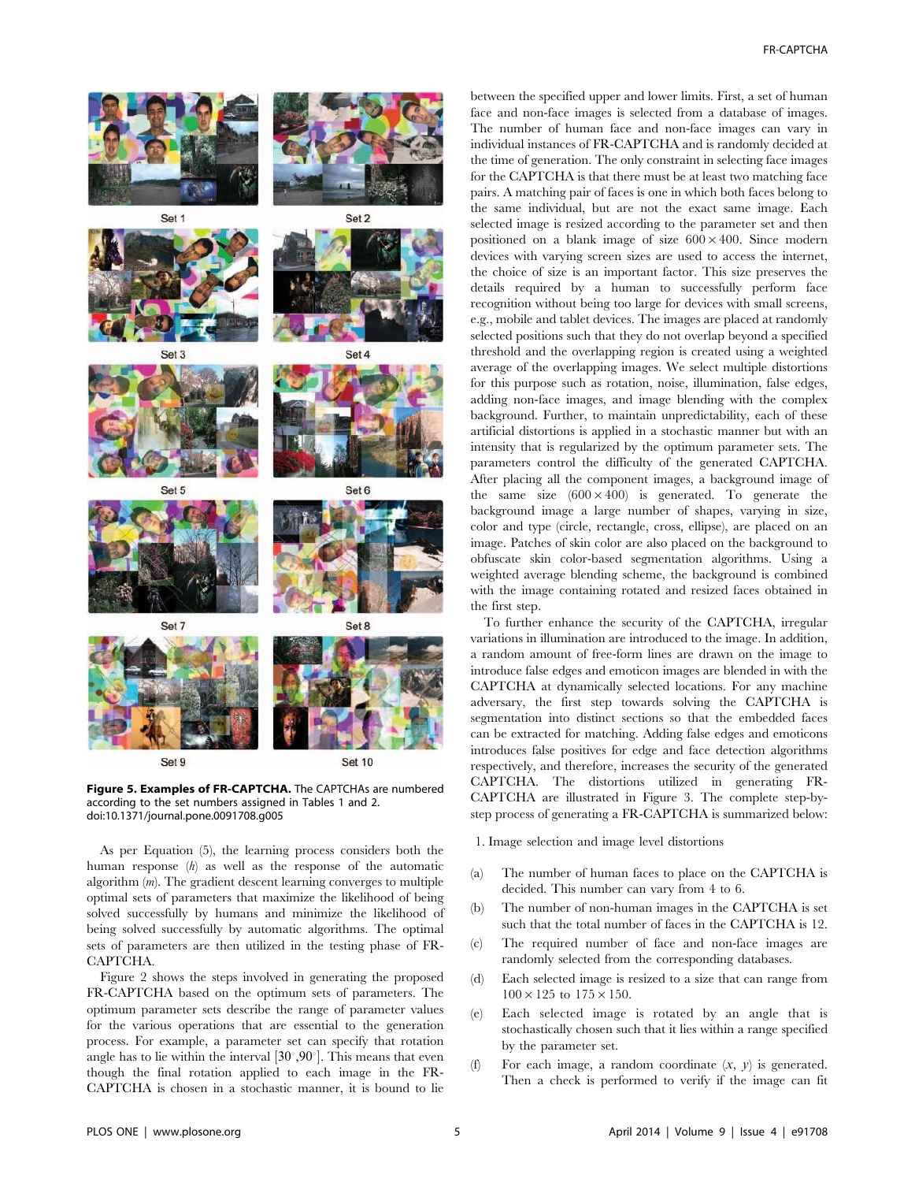Figure 5. Examples of FR-CAPTCHA. The CAPTCHAs are numbered according to the set numbers assigned in Tables 1 and 2.
doi:10.1371/journal.pone.0091708.g005

As per Equation (5), the learning process considers both the human response ($h$) as well as the response of the automatic algorithm ($m$). The gradient descent learning converges to multiple optimal sets of parameters that maximize the likelihood of being solved successfully by humans and minimize the likelihood of being solved successfully by automatic algorithms. The optimal sets of parameters are then utilized in the testing phase of FR-CAPTCHA.

Figure 2 shows the steps involved in generating the proposed FR-CAPTCHA based on the optimum sets of parameters. The optimum parameter sets describe the range of parameter values for the various operations that are essential to the generation process. For example, a parameter set can specify that rotation angle has to lie within the interval $[30^{\circ}, 90^{\circ}]$. This means that even though the final rotation applied to each image in the FR-CAPTCHA is chosen in a stochastic manner, it is bound to lie between the specified upper and lower limits. First, a set of human face and non-face images is selected from a database of images. The number of human face and non-face images can vary in individual instances of FR-CAPTCHA and is randomly decided at the time of generation. The only constraint in selecting face images for the CAPTCHA is that there must be at least two matching face pairs. A matching pair of faces is one in which both faces belong to the same individual, but are not the exact same image. Each selected image is resized according to the parameter set and then positioned on a blank image of size $600 \times 400$. Since modern devices with varying screen sizes are used to access the internet, the choice of size is an important factor. This size preserves the details required by a human to successfully perform face recognition without being too large for devices with small screens, e.g., mobile and tablet devices. The images are placed at randomly selected positions such that they do not overlap beyond a specified threshold and the overlapping region is created using a weighted average of the overlapping images. We select multiple distortions for this purpose such as rotation, noise, illumination, false edges, adding non-face images, and image blending with the complex background. Further, to maintain unpredictability, each of these artificial distortions is applied in a stochastic manner but with an intensity that is regularized by the optimum parameter sets. The parameters control the difficulty of the generated CAPTCHA. After placing all the component images, a background image of the same size $(600 \times 400)$ is generated. To generate the background image a large number of shapes, varying in size, color and type (circle, rectangle, cross, ellipse), are placed on an image. Patches of skin color are also placed on the background to obfuscate skin color-based segmentation algorithms. Using a weighted average blending scheme, the background is combined with the image containing rotated and resized faces obtained in the first step.

To further enhance the security of the CAPTCHA, irregular variations in illumination are introduced to the image. In addition, a random amount of free-form lines are drawn on the image to introduce false edges and emoticon images are blended in with the CAPTCHA at dynamically selected locations. For any machine adversary, the first step towards solving the CAPTCHA is segmentation into distinct sections so that the embedded faces can be extracted for matching. Adding false edges and emoticons introduces false positives for edge and face detection algorithms respectively, and therefore, increases the security of the generated CAPTCHA. The distortions utilized in generating FR-CAPTCHA are illustrated in Figure 3. The complete step-by-step process of generating a FR-CAPTCHA is summarized below:

1. Image selection and image level distortions

(a) The number of human faces to place on the CAPTCHA is decided. This number can vary from 4 to 6.

(b) The number of non-human images in the CAPTCHA is set such that the total number of faces in the CAPTCHA is 12.

(c) The required number of face and non-face images are randomly selected from the corresponding databases.

(d) Each selected image is resized to a size that can range from $100 \times 125$ to $175 \times 150$.

(e) Each selected image is rotated by an angle that is stochastically chosen such that it lies within a range specified by the parameter set.

(f) For each image, a random coordinate $(x, y)$ is generated. Then a check is performed to verify if the image can fit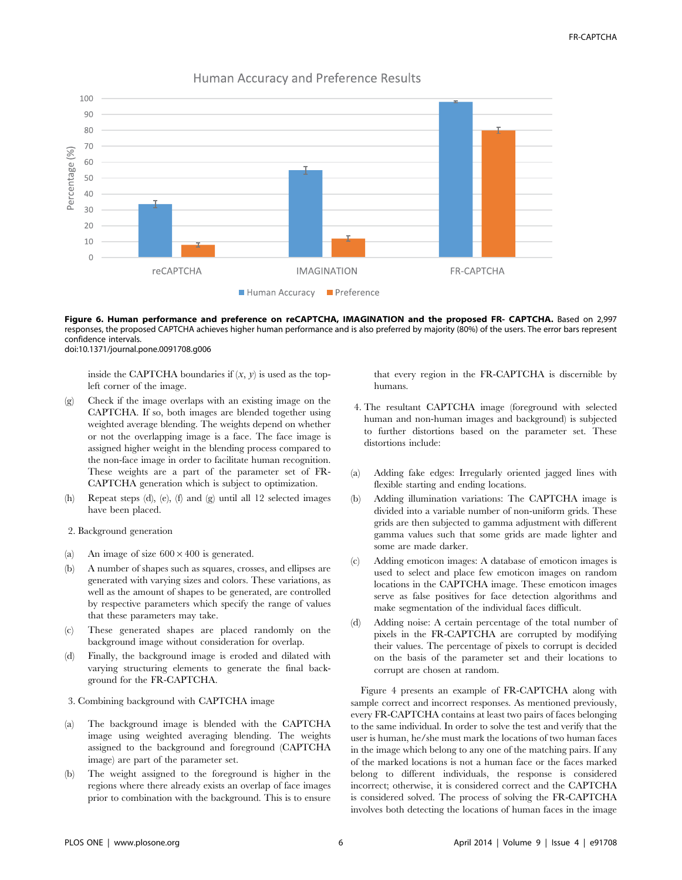**Figure 6. Human performance and preference on reCAPTCHA, IMAGINATION and the proposed FR- CAPTCHA.** Based on 2,997 responses, the proposed CAPTCHA achieves higher human performance and is also preferred by majority (80%) of the users. The error bars represent confidence intervals.
doi:10.1371/journal.pone.0091708.g006

inside the CAPTCHA boundaries if $(x, y)$ is used as the top-left corner of the image.

(g) Check if the image overlaps with an existing image on the CAPTCHA. If so, both images are blended together using weighted average blending. The weights depend on whether or not the overlapping image is a face. The face image is assigned higher weight in the blending process compared to the non-face image in order to facilitate human recognition. These weights are a part of the parameter set of FR-CAPTCHA generation which is subject to optimization.

(h) Repeat steps (d), (e), (f) and (g) until all 12 selected images have been placed.

2. Background generation

(a) An image of size $600 \times 400$ is generated.

(b) A number of shapes such as squares, crosses, and ellipses are generated with varying sizes and colors. These variations, as well as the amount of shapes to be generated, are controlled by respective parameters which specify the range of values that these parameters may take.

(c) These generated shapes are placed randomly on the background image without consideration for overlap.

(d) Finally, the background image is eroded and dilated with varying structuring elements to generate the final background for the FR-CAPTCHA.

3. Combining background with CAPTCHA image

(a) The background image is blended with the CAPTCHA image using weighted averaging blending. The weights assigned to the background and foreground (CAPTCHA image) are part of the parameter set.

(b) The weight assigned to the foreground is higher in the regions where there already exists an overlap of face images prior to combination with the background. This is to ensure that every region in the FR-CAPTCHA is discernible by humans.

4. The resultant CAPTCHA image (foreground with selected human and non-human images and background) is subjected to further distortions based on the parameter set. These distortions include:

(a) Adding fake edges: Irregularly oriented jagged lines with flexible starting and ending locations.

(b) Adding illumination variations: The CAPTCHA image is divided into a variable number of non-uniform grids. These grids are then subjected to gamma adjustment with different gamma values such that some grids are made lighter and some are made darker.

(c) Adding emoticon images: A database of emoticon images is used to select and place few emoticon images on random locations in the CAPTCHA image. These emoticon images serve as false positives for face detection algorithms and make segmentation of the individual faces difficult.

(d) Adding noise: A certain percentage of the total number of pixels in the FR-CAPTCHA are corrupted by modifying their values. The percentage of pixels to corrupt is decided on the basis of the parameter set and their locations to corrupt are chosen at random.

Figure 4 presents an example of FR-CAPTCHA along with sample correct and incorrect responses. As mentioned previously, every FR-CAPTCHA contains at least two pairs of faces belonging to the same individual. In order to solve the test and verify that the user is human, he/she must mark the locations of two human faces in the image which belong to any one of the matching pairs. If any of the marked locations is not a human face or the faces marked belong to different individuals, the response is considered incorrect; otherwise, it is considered correct and the CAPTCHA is considered solved. The process of solving the FR-CAPTCHA involves both detecting the locations of human faces in the image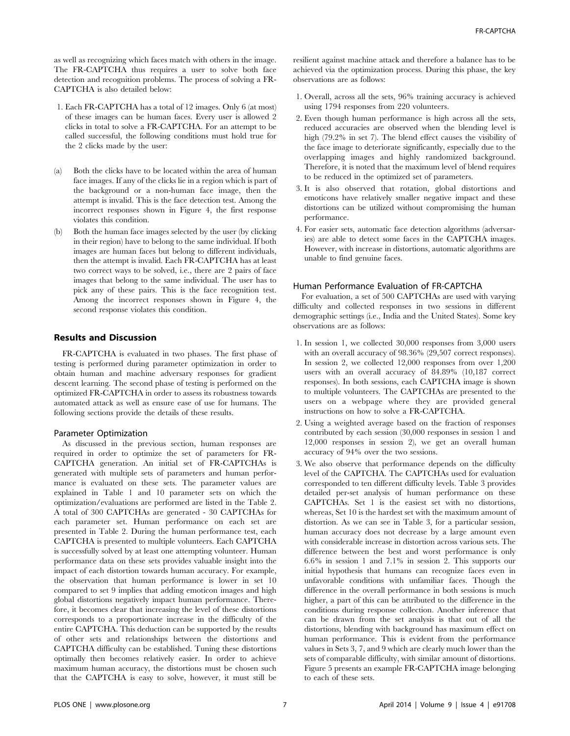as well as recognizing which faces match with others in the image. The FR-CAPTCHA thus requires a user to solve both face detection and recognition problems. The process of solving a FR-CAPTCHA is also detailed below:

1. Each FR-CAPTCHA has a total of 12 images. Only 6 (at most) of these images can be human faces. Every user is allowed 2 clicks in total to solve a FR-CAPTCHA. For an attempt to be called successful, the following conditions must hold true for the 2 clicks made by the user:

(a) Both the clicks have to be located within the area of human face images. If any of the clicks lie in a region which is part of the background or a non-human face image, then the attempt is invalid. This is the face detection test. Among the incorrect responses shown in Figure 4, the first response violates this condition.

(b) Both the human face images selected by the user (by clicking in their region) have to belong to the same individual. If both images are human faces but belong to different individuals, then the attempt is invalid. Each FR-CAPTCHA has at least two correct ways to be solved, i.e., there are 2 pairs of face images that belong to the same individual. The user has to pick any of these pairs. This is the face recognition test. Among the incorrect responses shown in Figure 4, the second response violates this condition.

## Results and Discussion

FR-CAPTCHA is evaluated in two phases. The first phase of testing is performed during parameter optimization in order to obtain human and machine adversary responses for gradient descent learning. The second phase of testing is performed on the optimized FR-CAPTCHA in order to assess its robustness towards automated attack as well as ensure ease of use for humans. The following sections provide the details of these results.

### Parameter Optimization

As discussed in the previous section, human responses are required in order to optimize the set of parameters for FR-CAPTCHA generation. An initial set of FR-CAPTCHAs is generated with multiple sets of parameters and human performance is evaluated on these sets. The parameter values are explained in Table 1 and 10 parameter sets on which the optimization/evaluations are performed are listed in the Table 2. A total of 300 CAPTCHAs are generated - 30 CAPTCHAs for each parameter set. Human performance on each set are presented in Table 2. During the human performance test, each CAPTCHA is presented to multiple volunteers. Each CAPTCHA is successfully solved by at least one attempting volunteer. Human performance data on these sets provides valuable insight into the impact of each distortion towards human accuracy. For example, the observation that human performance is lower in set 10 compared to set 9 implies that adding emoticon images and high global distortions negatively impact human performance. Therefore, it becomes clear that increasing the level of these distortions corresponds to a proportionate increase in the difficulty of the entire CAPTCHA. This deduction can be supported by the results of other sets and relationships between the distortions and CAPTCHA difficulty can be established. Tuning these distortions optimally then becomes relatively easier. In order to achieve maximum human accuracy, the distortions must be chosen such that the CAPTCHA is easy to solve, however, it must still be resilient against machine attack and therefore a balance has to be achieved via the optimization process. During this phase, the key observations are as follows:

1. Overall, across all the sets, 96% training accuracy is achieved using 1794 responses from 220 volunteers.
2. Even though human performance is high across all the sets, reduced accuracies are observed when the blending level is high (79.2% in set 7). The blend effect causes the visibility of the face image to deteriorate significantly, especially due to the overlapping images and highly randomized background. Therefore, it is noted that the maximum level of blend requires to be reduced in the optimized set of parameters.
3. It is also observed that rotation, global distortions and emoticons have relatively smaller negative impact and these distortions can be utilized without compromising the human performance.
4. For easier sets, automatic face detection algorithms (adversaries) are able to detect some faces in the CAPTCHA images. However, with increase in distortions, automatic algorithms are unable to find genuine faces.

### Human Performance Evaluation of FR-CAPTCHA

For evaluation, a set of 500 CAPTCHAs are used with varying difficulty and collected responses in two sessions in different demographic settings (i.e., India and the United States). Some key observations are as follows:

1. In session 1, we collected 30,000 responses from 3,000 users with an overall accuracy of 98.36% (29,507 correct responses). In session 2, we collected 12,000 responses from over 1,200 users with an overall accuracy of 84.89% (10,187 correct responses). In both sessions, each CAPTCHA image is shown to multiple volunteers. The CAPTCHAs are presented to the users on a webpage where they are provided general instructions on how to solve a FR-CAPTCHA.
2. Using a weighted average based on the fraction of responses contributed by each session (30,000 responses in session 1 and 12,000 responses in session 2), we get an overall human accuracy of 94% over the two sessions.
3. We also observe that performance depends on the difficulty level of the CAPTCHA. The CAPTCHAs used for evaluation corresponded to ten different difficulty levels. Table 3 provides detailed per-set analysis of human performance on these CAPTCHAs. Set 1 is the easiest set with no distortions, whereas, Set 10 is the hardest set with the maximum amount of distortion. As we can see in Table 3, for a particular session, human accuracy does not decrease by a large amount even with considerable increase in distortion across various sets. The difference between the best and worst performance is only 6.6% in session 1 and 7.1% in session 2. This supports our initial hypothesis that humans can recognize faces even in unfavorable conditions with unfamiliar faces. Though the difference in the overall performance in both sessions is much higher, a part of this can be attributed to the difference in the conditions during response collection. Another inference that can be drawn from the set analysis is that out of all the distortions, blending with background has maximum effect on human performance. This is evident from the performance values in Sets 3, 7, and 9 which are clearly much lower than the sets of comparable difficulty, with similar amount of distortions. Figure 5 presents an example FR-CAPTCHA image belonging to each of these sets.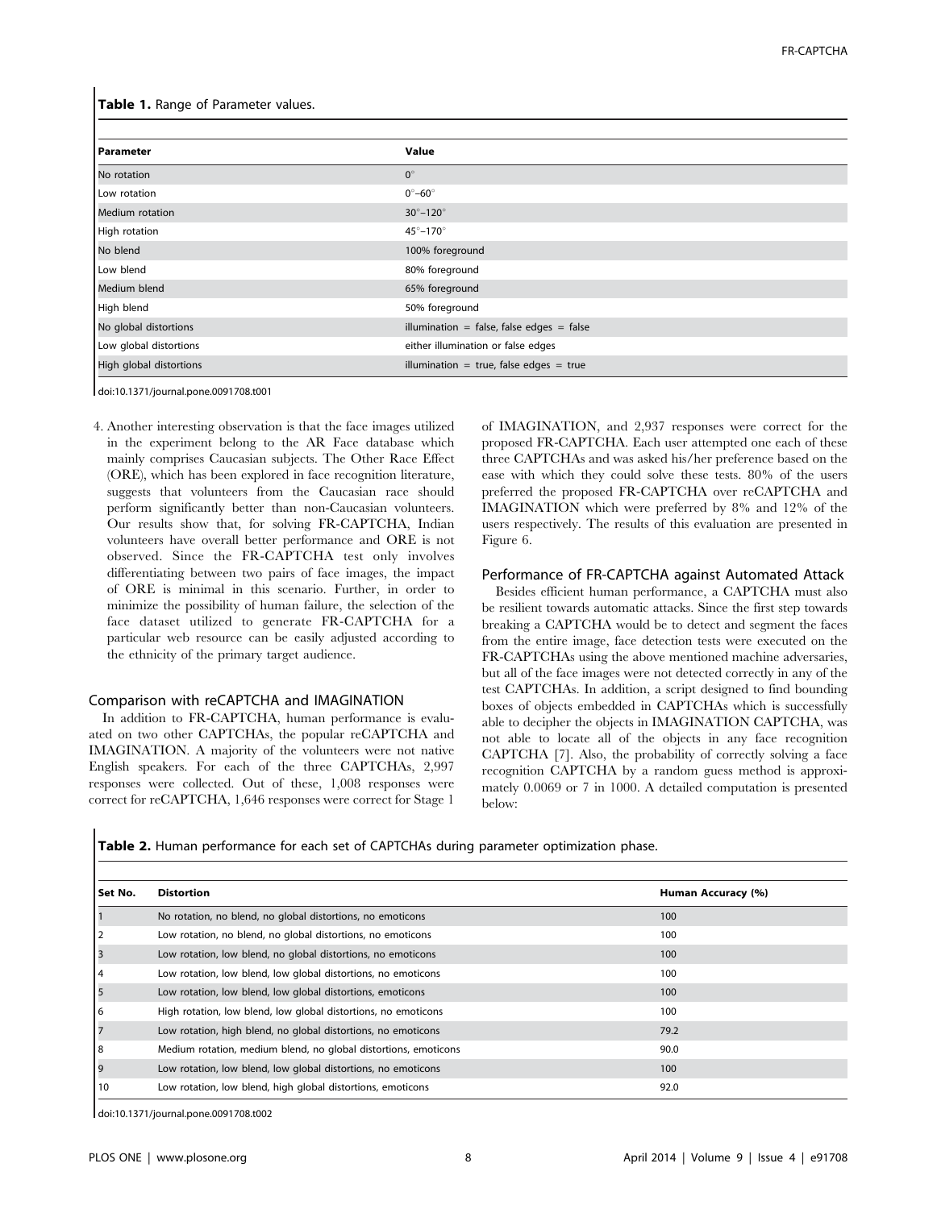**Table 1.** Range of Parameter values.

| Parameter | Value |
|---|---|
| No rotation | 0° |
| Low rotation | 0°–60° |
| Medium rotation | 30°–120° |
| High rotation | 45°–170° |
| No blend | 100% foreground |
| Low blend | 80% foreground |
| Medium blend | 65% foreground |
| High blend | 50% foreground |
| No global distortions | illumination = false, false edges = false |
| Low global distortions | either illumination or false edges |
| High global distortions | illumination = true, false edges = true |

doi:10.1371/journal.pone.0091708.t001

4. Another interesting observation is that the face images utilized in the experiment belong to the AR Face database which mainly comprises Caucasian subjects. The Other Race Effect (ORE), which has been explored in face recognition literature, suggests that volunteers from the Caucasian race should perform significantly better than non-Caucasian volunteers. Our results show that, for solving FR-CAPTCHA, Indian volunteers have overall better performance and ORE is not observed. Since the FR-CAPTCHA test only involves differentiating between two pairs of face images, the impact of ORE is minimal in this scenario. Further, in order to minimize the possibility of human failure, the selection of the face dataset utilized to generate FR-CAPTCHA for a particular web resource can be easily adjusted according to the ethnicity of the primary target audience.

### Comparison with reCAPTCHA and IMAGINATION

In addition to FR-CAPTCHA, human performance is evaluated on two other CAPTCHAs, the popular reCAPTCHA and IMAGINATION. A majority of the volunteers were not native English speakers. For each of the three CAPTCHAs, 2,997 responses were collected. Out of these, 1,008 responses were correct for reCAPTCHA, 1,646 responses were correct for Stage 1 of IMAGINATION, and 2,937 responses were correct for the proposed FR-CAPTCHA. Each user attempted one each of these three CAPTCHAs and was asked his/her preference based on the ease with which they could solve these tests. 80% of the users preferred the proposed FR-CAPTCHA over reCAPTCHA and IMAGINATION which were preferred by 8% and 12% of the users respectively. The results of this evaluation are presented in Figure 6.

### Performance of FR-CAPTCHA against Automated Attack

Besides efficient human performance, a CAPTCHA must also be resilient towards automatic attacks. Since the first step towards breaking a CAPTCHA would be to detect and segment the faces from the entire image, face detection tests were executed on the FR-CAPTCHAs using the above mentioned machine adversaries, but all of the face images were not detected correctly in any of the test CAPTCHAs. In addition, a script designed to find bounding boxes of objects embedded in CAPTCHAs which is successfully able to decipher the objects in IMAGINATION CAPTCHA, was not able to locate all of the objects in any face recognition CAPTCHA [7]. Also, the probability of correctly solving a face recognition CAPTCHA by a random guess method is approximately 0.0069 or 7 in 1000. A detailed computation is presented below:

**Table 2.** Human performance for each set of CAPTCHAs during parameter optimization phase.

| Set No. | Distortion | Human Accuracy (%) |
|---|---|---|
| 1 | No rotation, no blend, no global distortions, no emoticons | 100 |
| 2 | Low rotation, no blend, no global distortions, no emoticons | 100 |
| 3 | Low rotation, low blend, no global distortions, no emoticons | 100 |
| 4 | Low rotation, low blend, low global distortions, no emoticons | 100 |
| 5 | Low rotation, low blend, low global distortions, emoticons | 100 |
| 6 | High rotation, low blend, low global distortions, no emoticons | 100 |
| 7 | Low rotation, high blend, no global distortions, no emoticons | 79.2 |
| 8 | Medium rotation, medium blend, no global distortions, emoticons | 90.0 |
| 9 | Low rotation, low blend, low global distortions, no emoticons | 100 |
| 10 | Low rotation, low blend, high global distortions, emoticons | 92.0 |

doi:10.1371/journal.pone.0091708.t002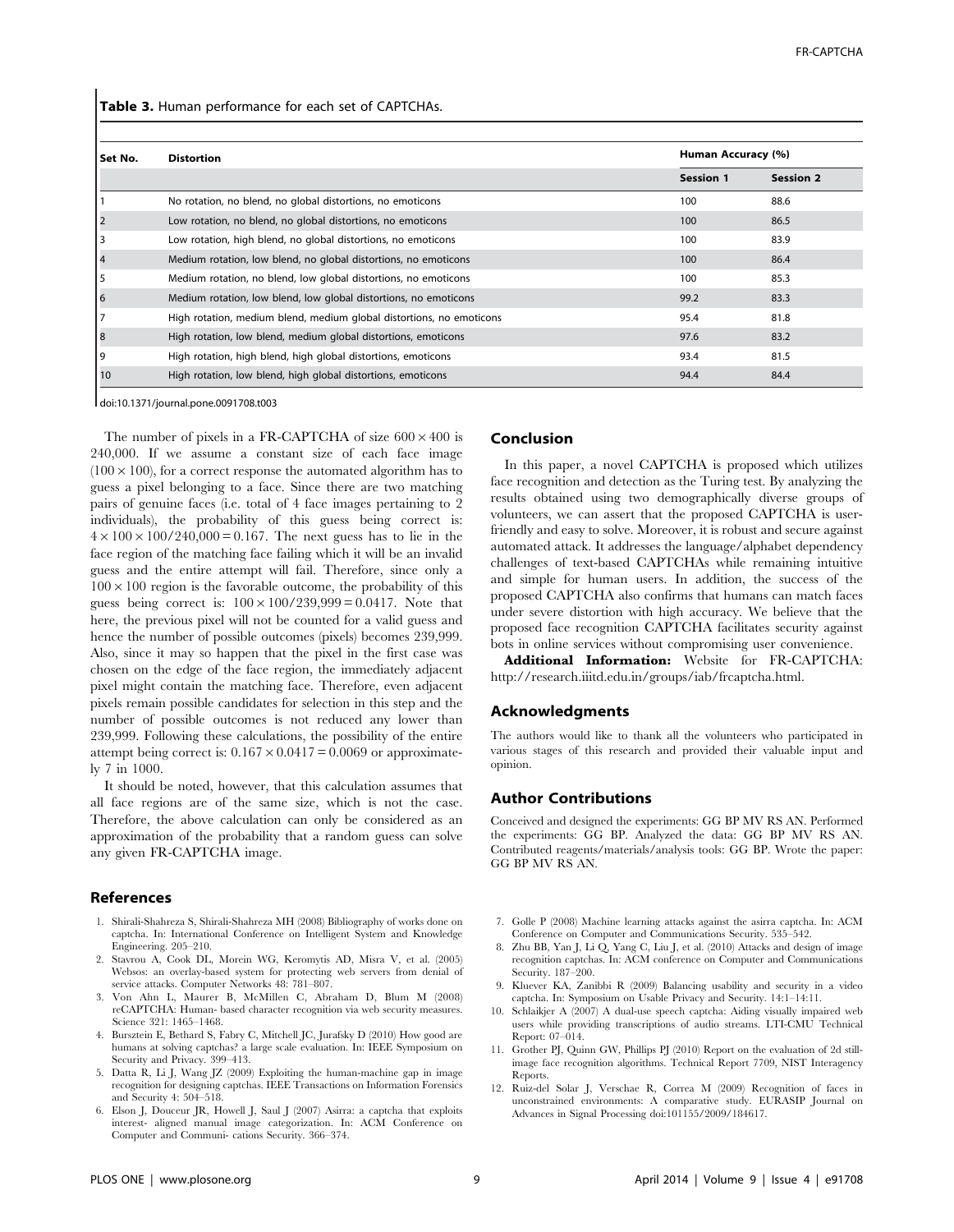**Table 3.** Human performance for each set of CAPTCHAs.

| Set No. | Distortion | Human Accuracy (%) | |
|---|---|---|---|
| | | Session 1 | Session 2 |
| 1 | No rotation, no blend, no global distortions, no emoticons | 100 | 88.6 |
| 2 | Low rotation, no blend, no global distortions, no emoticons | 100 | 86.5 |
| 3 | Low rotation, high blend, no global distortions, no emoticons | 100 | 83.9 |
| 4 | Medium rotation, low blend, no global distortions, no emoticons | 100 | 86.4 |
| 5 | Medium rotation, no blend, low global distortions, no emoticons | 100 | 85.3 |
| 6 | Medium rotation, low blend, low global distortions, no emoticons | 99.2 | 83.3 |
| 7 | High rotation, medium blend, medium global distortions, no emoticons | 95.4 | 81.8 |
| 8 | High rotation, low blend, medium global distortions, emoticons | 97.6 | 83.2 |
| 9 | High rotation, high blend, high global distortions, emoticons | 93.4 | 81.5 |
| 10 | High rotation, low blend, high global distortions, emoticons | 94.4 | 84.4 |

doi:10.1371/journal.pone.0091708.t003

The number of pixels in a FR-CAPTCHA of size $600 \times 400$ is 240,000. If we assume a constant size of each face image ($100 \times 100$), for a correct response the automated algorithm has to guess a pixel belonging to a face. Since there are two matching pairs of genuine faces (i.e. total of 4 face images pertaining to 2 individuals), the probability of this guess being correct is: $4 \times 100 \times 100/240{,}000 = 0.167$. The next guess has to lie in the face region of the matching face failing which it will be an invalid guess and the entire attempt will fail. Therefore, since only a $100 \times 100$ region is the favorable outcome, the probability of this guess being correct is: $100 \times 100/239{,}999 = 0.0417$. Note that here, the previous pixel will not be counted for a valid guess and hence the number of possible outcomes (pixels) becomes 239,999. Also, since it may so happen that the pixel in the first case was chosen on the edge of the face region, the immediately adjacent pixel might contain the matching face. Therefore, even adjacent pixels remain possible candidates for selection in this step and the number of possible outcomes is not reduced any lower than 239,999. Following these calculations, the possibility of the entire attempt being correct is: $0.167 \times 0.0417 = 0.0069$ or approximately 7 in 1000.

It should be noted, however, that this calculation assumes that all face regions are of the same size, which is not the case. Therefore, the above calculation can only be considered as an approximation of the probability that a random guess can solve any given FR-CAPTCHA image.

## Conclusion

In this paper, a novel CAPTCHA is proposed which utilizes face recognition and detection as the Turing test. By analyzing the results obtained using two demographically diverse groups of volunteers, we can assert that the proposed CAPTCHA is user-friendly and easy to solve. Moreover, it is robust and secure against automated attack. It addresses the language/alphabet dependency challenges of text-based CAPTCHAs while remaining intuitive and simple for human users. In addition, the success of the proposed CAPTCHA also confirms that humans can match faces under severe distortion with high accuracy. We believe that the proposed face recognition CAPTCHA facilitates security against bots in online services without compromising user convenience.

**Additional Information:** Website for FR-CAPTCHA: http://research.iiitd.edu.in/groups/iab/frcaptcha.html.

## Acknowledgments

The authors would like to thank all the volunteers who participated in various stages of this research and provided their valuable input and opinion.

## Author Contributions

Conceived and designed the experiments: GG BP MV RS AN. Performed the experiments: GG BP. Analyzed the data: GG BP MV RS AN. Contributed reagents/materials/analysis tools: GG BP. Wrote the paper: GG BP MV RS AN.

## References

1. Shirali-Shahreza S, Shirali-Shahreza MH (2008) Bibliography of works done on captcha. In: International Conference on Intelligent System and Knowledge Engineering. 205–210.
2. Stavrou A, Cook DL, Morein WG, Keromytis AD, Misra V, et al. (2005) Websos: an overlay-based system for protecting web servers from denial of service attacks. Computer Networks 48: 781–807.
3. Von Ahn L, Maurer B, McMillen C, Abraham D, Blum M (2008) reCAPTCHA: Human- based character recognition via web security measures. Science 321: 1465–1468.
4. Bursztein E, Bethard S, Fabry C, Mitchell JC, Jurafsky D (2010) How good are humans at solving captchas? a large scale evaluation. In: IEEE Symposium on Security and Privacy. 399–413.
5. Datta R, Li J, Wang JZ (2009) Exploiting the human-machine gap in image recognition for designing captchas. IEEE Transactions on Information Forensics and Security 4: 504–518.
6. Elson J, Douceur JR, Howell J, Saul J (2007) Asirra: a captcha that exploits interest- aligned manual image categorization. In: ACM Conference on Computer and Communi- cations Security. 366–374.
7. Golle P (2008) Machine learning attacks against the asirra captcha. In: ACM Conference on Computer and Communications Security. 535–542.
8. Zhu BB, Yan J, Li Q, Yang C, Liu J, et al. (2010) Attacks and design of image recognition captchas. In: ACM conference on Computer and Communications Security. 187–200.
9. Kluever KA, Zanibbi R (2009) Balancing usability and security in a video captcha. In: Symposium on Usable Privacy and Security. 14:1–14:11.
10. Schlaikjer A (2007) A dual-use speech captcha: Aiding visually impaired web users while providing transcriptions of audio streams. LTI-CMU Technical Report: 07–014.
11. Grother PJ, Quinn GW, Phillips PJ (2010) Report on the evaluation of 2d still-image face recognition algorithms. Technical Report 7709, NIST Interagency Reports.
12. Ruiz-del Solar J, Verschae R, Correa M (2009) Recognition of faces in unconstrained environments: A comparative study. EURASIP Journal on Advances in Signal Processing doi:101155/2009/184617.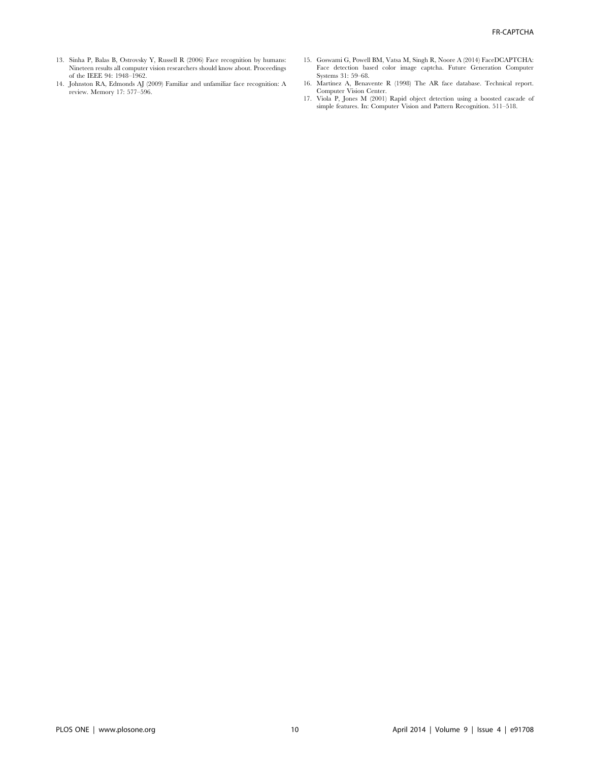13. Sinha P, Balas B, Ostrovsky Y, Russell R (2006) Face recognition by humans: Nineteen results all computer vision researchers should know about. Proceedings of the IEEE 94: 1948–1962.
14. Johnston RA, Edmonds AJ (2009) Familiar and unfamiliar face recognition: A review. Memory 17: 577–596.
15. Goswami G, Powell BM, Vatsa M, Singh R, Noore A (2014) FaceDCAPTCHA: Face detection based color image captcha. Future Generation Computer Systems 31: 59–68.
16. Martinez A, Benavente R (1998) The AR face database. Technical report. Computer Vision Center.
17. Viola P, Jones M (2001) Rapid object detection using a boosted cascade of simple features. In: Computer Vision and Pattern Recognition. 511–518.